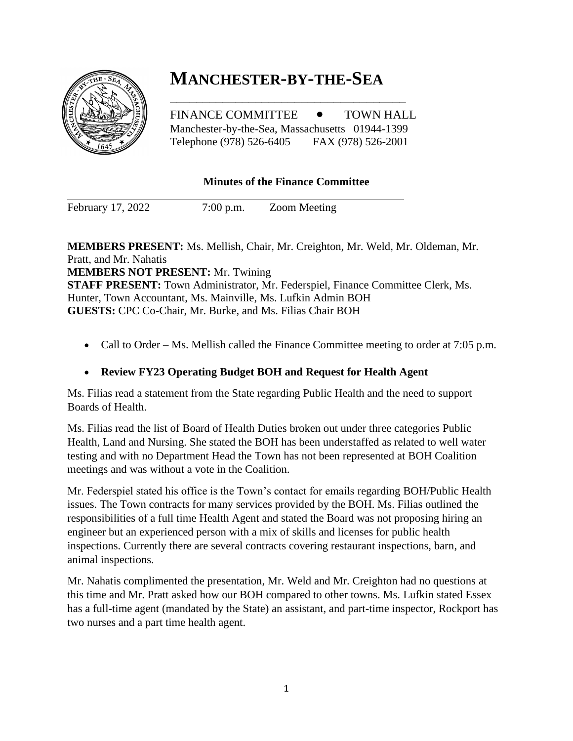# MANCHESTER-BY-THE-SEA

FINANCE COMMITTEE • TOWN HALL
Manchester-by-the-Sea, Massachusetts 01944-1399
Telephone (978) 526-6405 FAX (978) 526-2001

## Minutes of the Finance Committee

February 17, 2022 7:00 p.m. Zoom Meeting

**MEMBERS PRESENT:** Ms. Mellish, Chair, Mr. Creighton, Mr. Weld, Mr. Oldeman, Mr. Pratt, and Mr. Nahatis
**MEMBERS NOT PRESENT:** Mr. Twining
**STAFF PRESENT:** Town Administrator, Mr. Federspiel, Finance Committee Clerk, Ms. Hunter, Town Accountant, Ms. Mainville, Ms. Lufkin Admin BOH
**GUESTS:** CPC Co-Chair, Mr. Burke, and Ms. Filias Chair BOH

- Call to Order – Ms. Mellish called the Finance Committee meeting to order at 7:05 p.m.
- **Review FY23 Operating Budget BOH and Request for Health Agent**

Ms. Filias read a statement from the State regarding Public Health and the need to support Boards of Health.

Ms. Filias read the list of Board of Health Duties broken out under three categories Public Health, Land and Nursing. She stated the BOH has been understaffed as related to well water testing and with no Department Head the Town has not been represented at BOH Coalition meetings and was without a vote in the Coalition.

Mr. Federspiel stated his office is the Town's contact for emails regarding BOH/Public Health issues. The Town contracts for many services provided by the BOH. Ms. Filias outlined the responsibilities of a full time Health Agent and stated the Board was not proposing hiring an engineer but an experienced person with a mix of skills and licenses for public health inspections. Currently there are several contracts covering restaurant inspections, barn, and animal inspections.

Mr. Nahatis complimented the presentation, Mr. Weld and Mr. Creighton had no questions at this time and Mr. Pratt asked how our BOH compared to other towns. Ms. Lufkin stated Essex has a full-time agent (mandated by the State) an assistant, and part-time inspector, Rockport has two nurses and a part time health agent.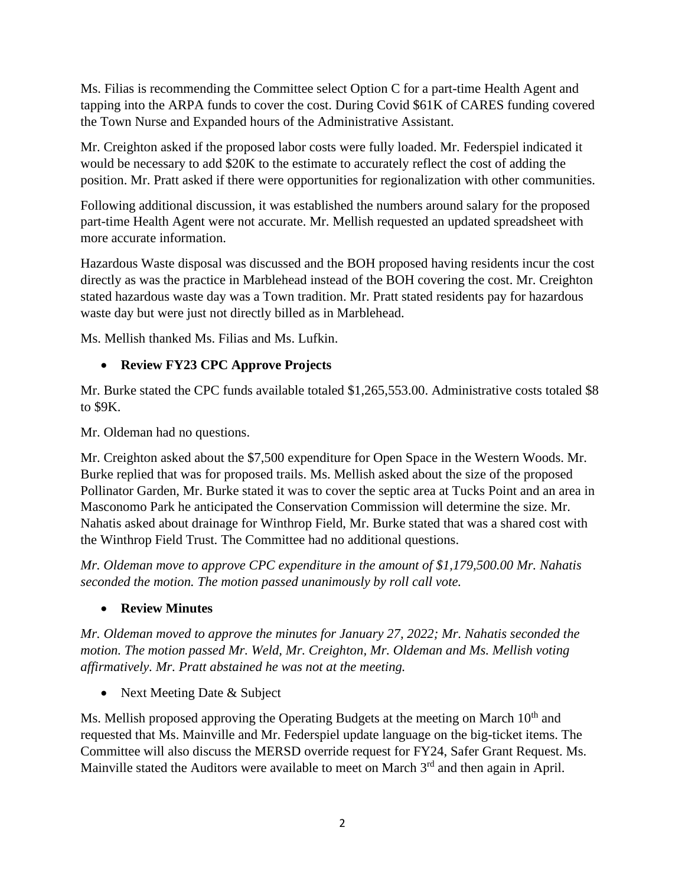Ms. Filias is recommending the Committee select Option C for a part-time Health Agent and tapping into the ARPA funds to cover the cost. During Covid $61K of CARES funding covered the Town Nurse and Expanded hours of the Administrative Assistant.

Mr. Creighton asked if the proposed labor costs were fully loaded. Mr. Federspiel indicated it would be necessary to add $20K to the estimate to accurately reflect the cost of adding the position. Mr. Pratt asked if there were opportunities for regionalization with other communities.

Following additional discussion, it was established the numbers around salary for the proposed part-time Health Agent were not accurate. Mr. Mellish requested an updated spreadsheet with more accurate information.

Hazardous Waste disposal was discussed and the BOH proposed having residents incur the cost directly as was the practice in Marblehead instead of the BOH covering the cost. Mr. Creighton stated hazardous waste day was a Town tradition. Mr. Pratt stated residents pay for hazardous waste day but were just not directly billed as in Marblehead.

Ms. Mellish thanked Ms. Filias and Ms. Lufkin.

- **Review FY23 CPC Approve Projects**

Mr. Burke stated the CPC funds available totaled $1,265,553.00. Administrative costs totaled $8 to $9K.

Mr. Oldeman had no questions.

Mr. Creighton asked about the $7,500 expenditure for Open Space in the Western Woods. Mr. Burke replied that was for proposed trails. Ms. Mellish asked about the size of the proposed Pollinator Garden, Mr. Burke stated it was to cover the septic area at Tucks Point and an area in Masconomo Park he anticipated the Conservation Commission will determine the size. Mr. Nahatis asked about drainage for Winthrop Field, Mr. Burke stated that was a shared cost with the Winthrop Field Trust. The Committee had no additional questions.

*Mr. Oldeman move to approve CPC expenditure in the amount of $1,179,500.00 Mr. Nahatis seconded the motion. The motion passed unanimously by roll call vote.*

- **Review Minutes**

*Mr. Oldeman moved to approve the minutes for January 27, 2022; Mr. Nahatis seconded the motion. The motion passed Mr. Weld, Mr. Creighton, Mr. Oldeman and Ms. Mellish voting affirmatively. Mr. Pratt abstained he was not at the meeting.*

- Next Meeting Date & Subject

Ms. Mellish proposed approving the Operating Budgets at the meeting on March 10th and requested that Ms. Mainville and Mr. Federspiel update language on the big-ticket items. The Committee will also discuss the MERSD override request for FY24, Safer Grant Request. Ms. Mainville stated the Auditors were available to meet on March 3rd and then again in April.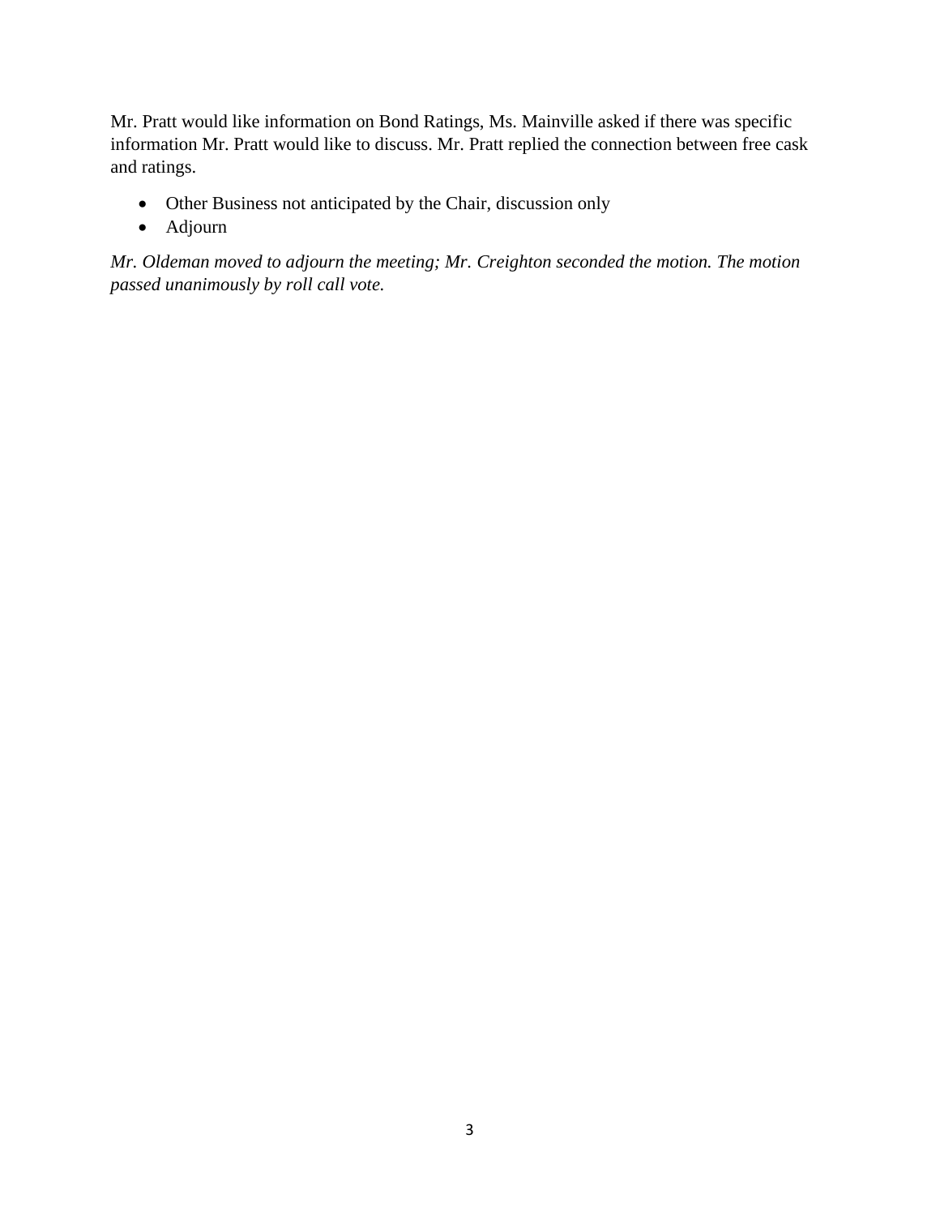Mr. Pratt would like information on Bond Ratings, Ms. Mainville asked if there was specific information Mr. Pratt would like to discuss. Mr. Pratt replied the connection between free cask and ratings.

- Other Business not anticipated by the Chair, discussion only
- Adjourn

*Mr. Oldeman moved to adjourn the meeting; Mr. Creighton seconded the motion. The motion passed unanimously by roll call vote.*